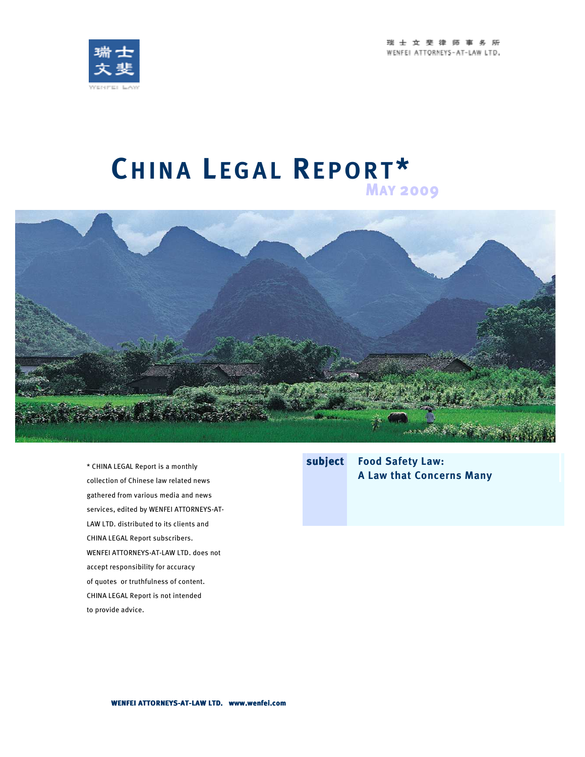瑞士文斐律师事务所
WENFEI ATTORNEYS-AT-LAW LTD.

# CHINA LEGAL REPORT*

**MAY 2009**

* CHINA LEGAL Report is a monthly collection of Chinese law related news gathered from various media and news services, edited by WENFEI ATTORNEYS-AT-LAW LTD. distributed to its clients and CHINA LEGAL Report subscribers. WENFEI ATTORNEYS-AT-LAW LTD. does not accept responsibility for accuracy of quotes or truthfulness of content. CHINA LEGAL Report is not intended to provide advice.

**subject** **Food Safety Law: A Law that Concerns Many**

**WENFEI ATTORNEYS-AT-LAW LTD. www.wenfei.com**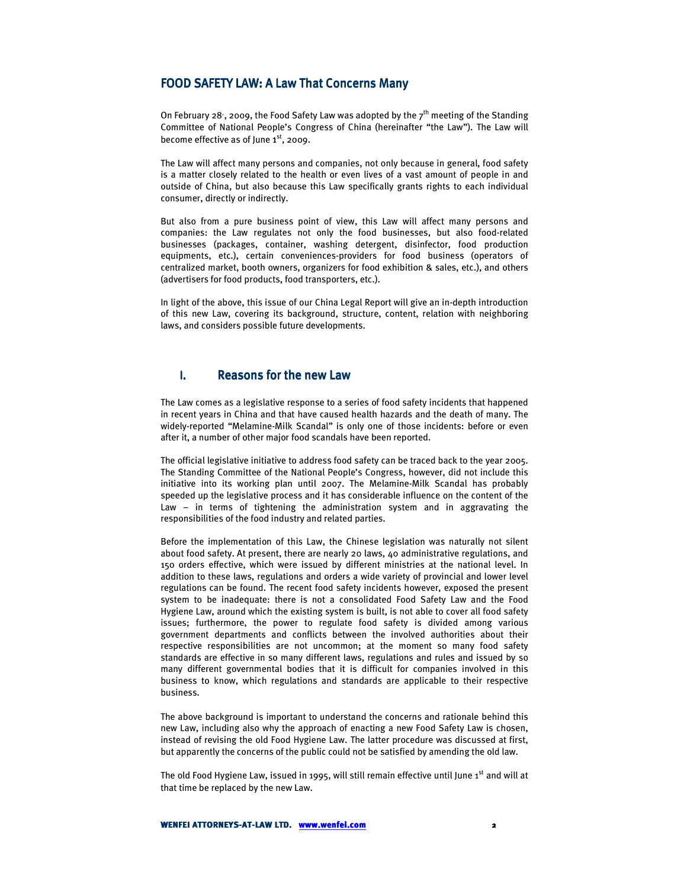## FOOD SAFETY LAW: A Law That Concerns Many

On February 28, 2009, the Food Safety Law was adopted by the 7th meeting of the Standing Committee of National People's Congress of China (hereinafter "the Law"). The Law will become effective as of June 1st, 2009.

The Law will affect many persons and companies, not only because in general, food safety is a matter closely related to the health or even lives of a vast amount of people in and outside of China, but also because this Law specifically grants rights to each individual consumer, directly or indirectly.

But also from a pure business point of view, this Law will affect many persons and companies: the Law regulates not only the food businesses, but also food-related businesses (packages, container, washing detergent, disinfector, food production equipments, etc.), certain conveniences-providers for food business (operators of centralized market, booth owners, organizers for food exhibition & sales, etc.), and others (advertisers for food products, food transporters, etc.).

In light of the above, this issue of our China Legal Report will give an in-depth introduction of this new Law, covering its background, structure, content, relation with neighboring laws, and considers possible future developments.

## I. Reasons for the new Law

The Law comes as a legislative response to a series of food safety incidents that happened in recent years in China and that have caused health hazards and the death of many. The widely-reported "Melamine-Milk Scandal" is only one of those incidents: before or even after it, a number of other major food scandals have been reported.

The official legislative initiative to address food safety can be traced back to the year 2005. The Standing Committee of the National People's Congress, however, did not include this initiative into its working plan until 2007. The Melamine-Milk Scandal has probably speeded up the legislative process and it has considerable influence on the content of the Law – in terms of tightening the administration system and in aggravating the responsibilities of the food industry and related parties.

Before the implementation of this Law, the Chinese legislation was naturally not silent about food safety. At present, there are nearly 20 laws, 40 administrative regulations, and 150 orders effective, which were issued by different ministries at the national level. In addition to these laws, regulations and orders a wide variety of provincial and lower level regulations can be found. The recent food safety incidents however, exposed the present system to be inadequate: there is not a consolidated Food Safety Law and the Food Hygiene Law, around which the existing system is built, is not able to cover all food safety issues; furthermore, the power to regulate food safety is divided among various government departments and conflicts between the involved authorities about their respective responsibilities are not uncommon; at the moment so many food safety standards are effective in so many different laws, regulations and rules and issued by so many different governmental bodies that it is difficult for companies involved in this business to know, which regulations and standards are applicable to their respective business.

The above background is important to understand the concerns and rationale behind this new Law, including also why the approach of enacting a new Food Safety Law is chosen, instead of revising the old Food Hygiene Law. The latter procedure was discussed at first, but apparently the concerns of the public could not be satisfied by amending the old law.

The old Food Hygiene Law, issued in 1995, will still remain effective until June 1st and will at that time be replaced by the new Law.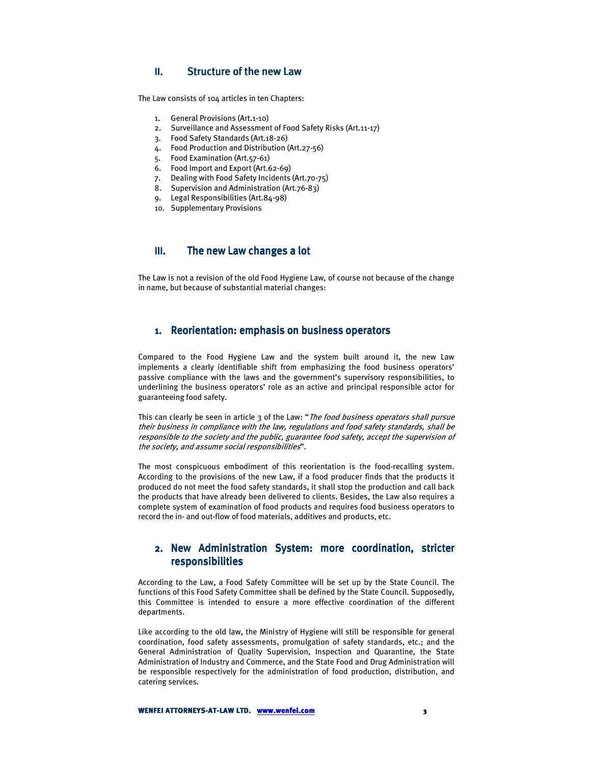## II. Structure of the new Law

The Law consists of 104 articles in ten Chapters:

1. General Provisions (Art.1-10)
2. Surveillance and Assessment of Food Safety Risks (Art.11-17)
3. Food Safety Standards (Art.18-26)
4. Food Production and Distribution (Art.27-56)
5. Food Examination (Art.57-61)
6. Food Import and Export (Art.62-69)
7. Dealing with Food Safety Incidents (Art.70-75)
8. Supervision and Administration (Art.76-83)
9. Legal Responsibilities (Art.84-98)
10. Supplementary Provisions

## III. The new Law changes a lot

The Law is not a revision of the old Food Hygiene Law, of course not because of the change in name, but because of substantial material changes:

### 1. Reorientation: emphasis on business operators

Compared to the Food Hygiene Law and the system built around it, the new Law implements a clearly identifiable shift from emphasizing the food business operators' passive compliance with the laws and the government's supervisory responsibilities, to underlining the business operators' role as an active and principal responsible actor for guaranteeing food safety.

This can clearly be seen in article 3 of the Law: "*The food business operators shall pursue their business in compliance with the law, regulations and food safety standards, shall be responsible to the society and the public, guarantee food safety, accept the supervision of the society, and assume social responsibilities*".

The most conspicuous embodiment of this reorientation is the food-recalling system. According to the provisions of the new Law, if a food producer finds that the products it produced do not meet the food safety standards, it shall stop the production and call back the products that have already been delivered to clients. Besides, the Law also requires a complete system of examination of food products and requires food business operators to record the in- and out-flow of food materials, additives and products, etc.

### 2. New Administration System: more coordination, stricter responsibilities

According to the Law, a Food Safety Committee will be set up by the State Council. The functions of this Food Safety Committee shall be defined by the State Council. Supposedly, this Committee is intended to ensure a more effective coordination of the different departments.

Like according to the old law, the Ministry of Hygiene will still be responsible for general coordination, food safety assessments, promulgation of safety standards, etc.; and the General Administration of Quality Supervision, Inspection and Quarantine, the State Administration of Industry and Commerce, and the State Food and Drug Administration will be responsible respectively for the administration of food production, distribution, and catering services.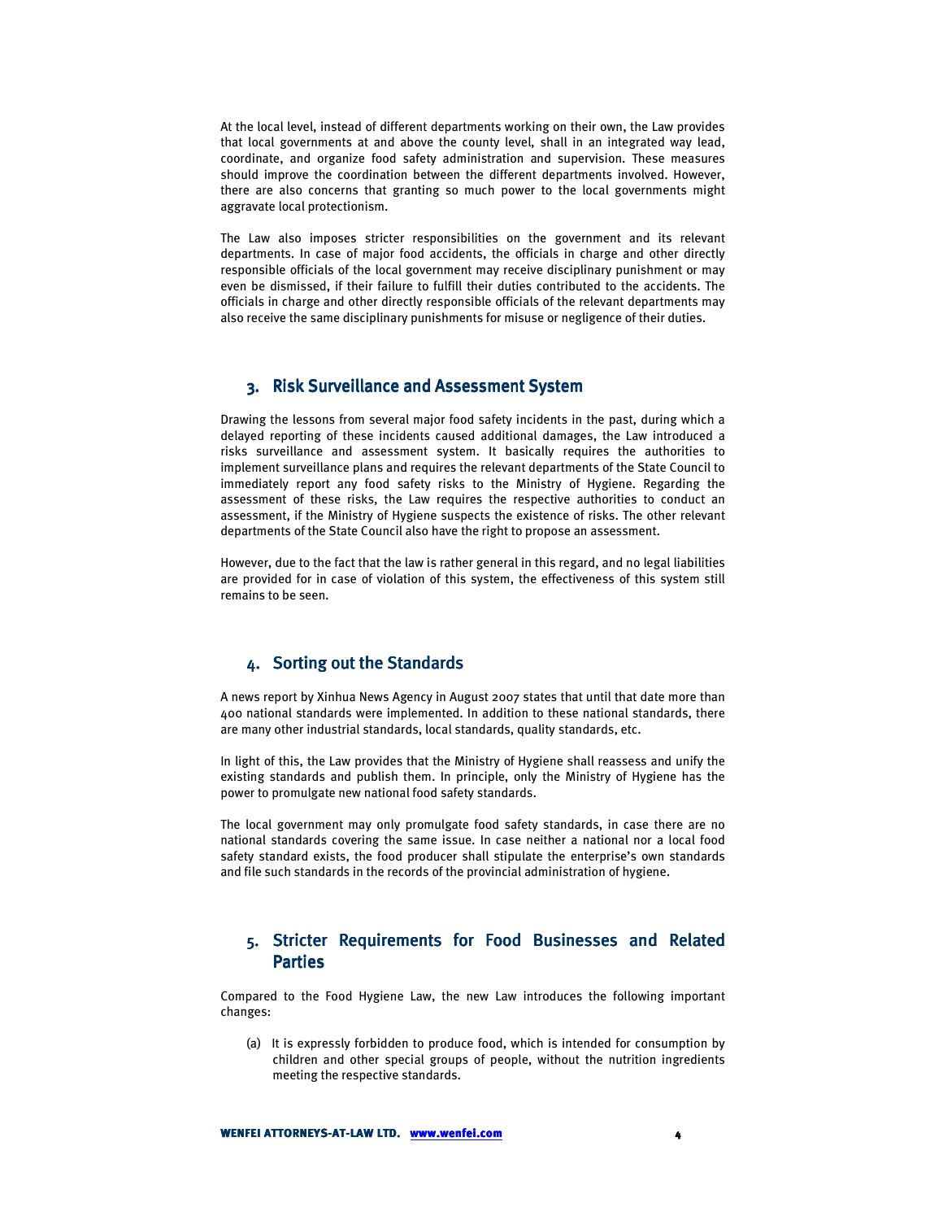At the local level, instead of different departments working on their own, the Law provides that local governments at and above the county level, shall in an integrated way lead, coordinate, and organize food safety administration and supervision. These measures should improve the coordination between the different departments involved. However, there are also concerns that granting so much power to the local governments might aggravate local protectionism.

The Law also imposes stricter responsibilities on the government and its relevant departments. In case of major food accidents, the officials in charge and other directly responsible officials of the local government may receive disciplinary punishment or may even be dismissed, if their failure to fulfill their duties contributed to the accidents. The officials in charge and other directly responsible officials of the relevant departments may also receive the same disciplinary punishments for misuse or negligence of their duties.

## 3. Risk Surveillance and Assessment System

Drawing the lessons from several major food safety incidents in the past, during which a delayed reporting of these incidents caused additional damages, the Law introduced a risks surveillance and assessment system. It basically requires the authorities to implement surveillance plans and requires the relevant departments of the State Council to immediately report any food safety risks to the Ministry of Hygiene. Regarding the assessment of these risks, the Law requires the respective authorities to conduct an assessment, if the Ministry of Hygiene suspects the existence of risks. The other relevant departments of the State Council also have the right to propose an assessment.

However, due to the fact that the law is rather general in this regard, and no legal liabilities are provided for in case of violation of this system, the effectiveness of this system still remains to be seen.

## 4. Sorting out the Standards

A news report by Xinhua News Agency in August 2007 states that until that date more than 400 national standards were implemented. In addition to these national standards, there are many other industrial standards, local standards, quality standards, etc.

In light of this, the Law provides that the Ministry of Hygiene shall reassess and unify the existing standards and publish them. In principle, only the Ministry of Hygiene has the power to promulgate new national food safety standards.

The local government may only promulgate food safety standards, in case there are no national standards covering the same issue. In case neither a national nor a local food safety standard exists, the food producer shall stipulate the enterprise's own standards and file such standards in the records of the provincial administration of hygiene.

## 5. Stricter Requirements for Food Businesses and Related Parties

Compared to the Food Hygiene Law, the new Law introduces the following important changes:

(a) It is expressly forbidden to produce food, which is intended for consumption by children and other special groups of people, without the nutrition ingredients meeting the respective standards.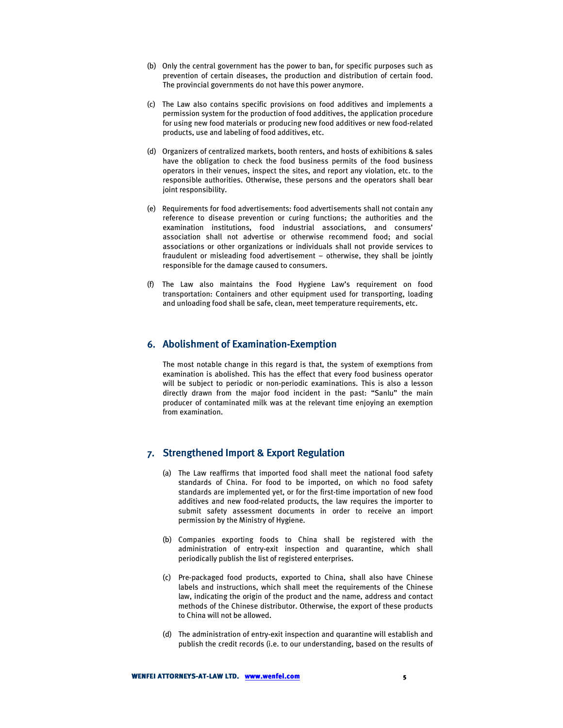(b) Only the central government has the power to ban, for specific purposes such as prevention of certain diseases, the production and distribution of certain food. The provincial governments do not have this power anymore.

(c) The Law also contains specific provisions on food additives and implements a permission system for the production of food additives, the application procedure for using new food materials or producing new food additives or new food-related products, use and labeling of food additives, etc.

(d) Organizers of centralized markets, booth renters, and hosts of exhibitions & sales have the obligation to check the food business permits of the food business operators in their venues, inspect the sites, and report any violation, etc. to the responsible authorities. Otherwise, these persons and the operators shall bear joint responsibility.

(e) Requirements for food advertisements: food advertisements shall not contain any reference to disease prevention or curing functions; the authorities and the examination institutions, food industrial associations, and consumers' association shall not advertise or otherwise recommend food; and social associations or other organizations or individuals shall not provide services to fraudulent or misleading food advertisement – otherwise, they shall be jointly responsible for the damage caused to consumers.

(f) The Law also maintains the Food Hygiene Law's requirement on food transportation: Containers and other equipment used for transporting, loading and unloading food shall be safe, clean, meet temperature requirements, etc.

## 6. Abolishment of Examination-Exemption

The most notable change in this regard is that, the system of exemptions from examination is abolished. This has the effect that every food business operator will be subject to periodic or non-periodic examinations. This is also a lesson directly drawn from the major food incident in the past: "Sanlu" the main producer of contaminated milk was at the relevant time enjoying an exemption from examination.

## 7. Strengthened Import & Export Regulation

(a) The Law reaffirms that imported food shall meet the national food safety standards of China. For food to be imported, on which no food safety standards are implemented yet, or for the first-time importation of new food additives and new food-related products, the law requires the importer to submit safety assessment documents in order to receive an import permission by the Ministry of Hygiene.

(b) Companies exporting foods to China shall be registered with the administration of entry-exit inspection and quarantine, which shall periodically publish the list of registered enterprises.

(c) Pre-packaged food products, exported to China, shall also have Chinese labels and instructions, which shall meet the requirements of the Chinese law, indicating the origin of the product and the name, address and contact methods of the Chinese distributor. Otherwise, the export of these products to China will not be allowed.

(d) The administration of entry-exit inspection and quarantine will establish and publish the credit records (i.e. to our understanding, based on the results of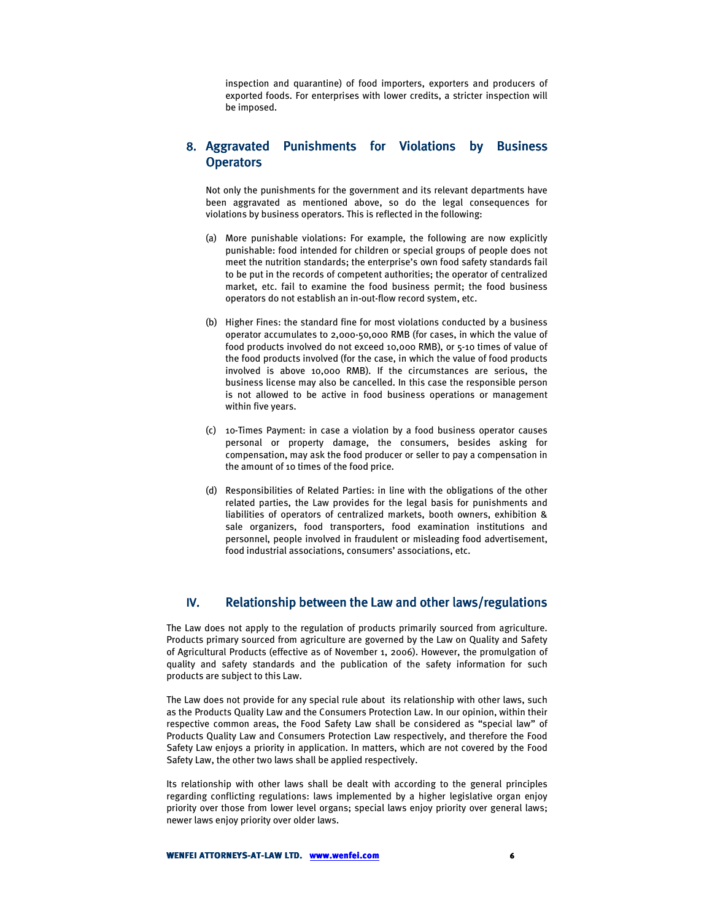inspection and quarantine) of food importers, exporters and producers of exported foods. For enterprises with lower credits, a stricter inspection will be imposed.

### 8. Aggravated Punishments for Violations by Business Operators

Not only the punishments for the government and its relevant departments have been aggravated as mentioned above, so do the legal consequences for violations by business operators. This is reflected in the following:

(a) More punishable violations: For example, the following are now explicitly punishable: food intended for children or special groups of people does not meet the nutrition standards; the enterprise's own food safety standards fail to be put in the records of competent authorities; the operator of centralized market, etc. fail to examine the food business permit; the food business operators do not establish an in-out-flow record system, etc.

(b) Higher Fines: the standard fine for most violations conducted by a business operator accumulates to 2,000-50,000 RMB (for cases, in which the value of food products involved do not exceed 10,000 RMB), or 5-10 times of value of the food products involved (for the case, in which the value of food products involved is above 10,000 RMB). If the circumstances are serious, the business license may also be cancelled. In this case the responsible person is not allowed to be active in food business operations or management within five years.

(c) 10-Times Payment: in case a violation by a food business operator causes personal or property damage, the consumers, besides asking for compensation, may ask the food producer or seller to pay a compensation in the amount of 10 times of the food price.

(d) Responsibilities of Related Parties: in line with the obligations of the other related parties, the Law provides for the legal basis for punishments and liabilities of operators of centralized markets, booth owners, exhibition & sale organizers, food transporters, food examination institutions and personnel, people involved in fraudulent or misleading food advertisement, food industrial associations, consumers' associations, etc.

## IV. Relationship between the Law and other laws/regulations

The Law does not apply to the regulation of products primarily sourced from agriculture. Products primary sourced from agriculture are governed by the Law on Quality and Safety of Agricultural Products (effective as of November 1, 2006). However, the promulgation of quality and safety standards and the publication of the safety information for such products are subject to this Law.

The Law does not provide for any special rule about its relationship with other laws, such as the Products Quality Law and the Consumers Protection Law. In our opinion, within their respective common areas, the Food Safety Law shall be considered as "special law" of Products Quality Law and Consumers Protection Law respectively, and therefore the Food Safety Law enjoys a priority in application. In matters, which are not covered by the Food Safety Law, the other two laws shall be applied respectively.

Its relationship with other laws shall be dealt with according to the general principles regarding conflicting regulations: laws implemented by a higher legislative organ enjoy priority over those from lower level organs; special laws enjoy priority over general laws; newer laws enjoy priority over older laws.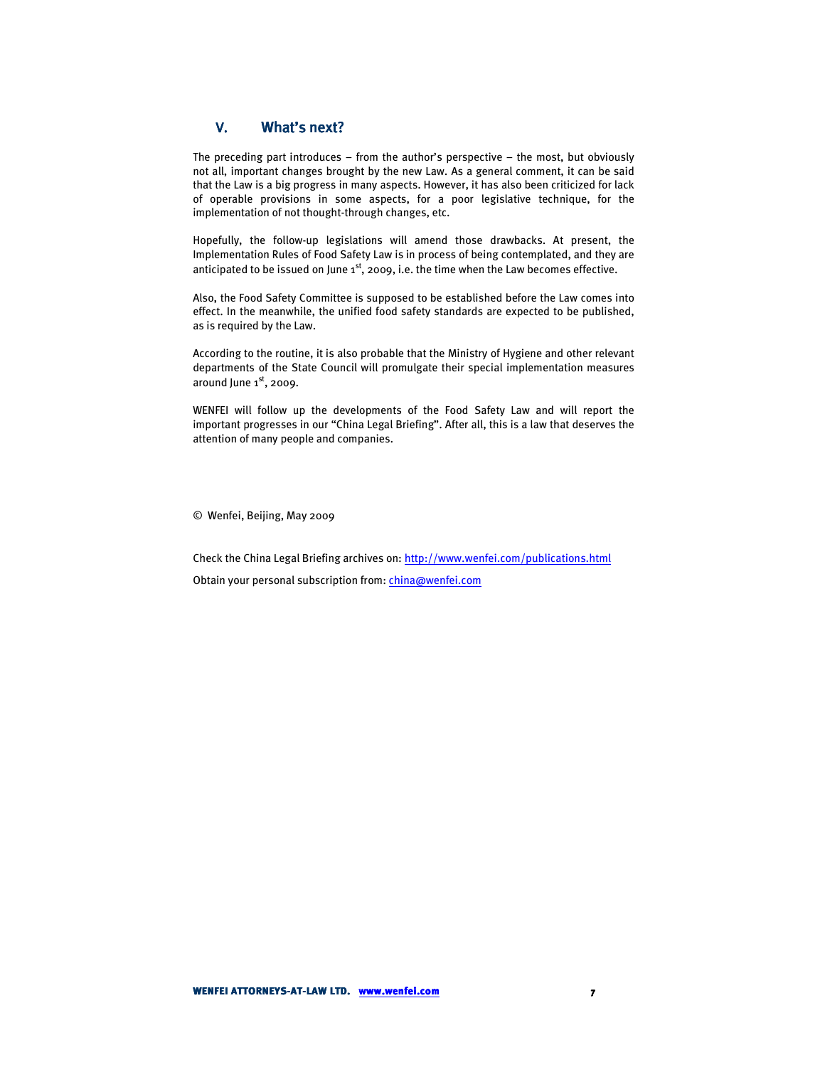## V. What's next?

The preceding part introduces – from the author's perspective – the most, but obviously not all, important changes brought by the new Law. As a general comment, it can be said that the Law is a big progress in many aspects. However, it has also been criticized for lack of operable provisions in some aspects, for a poor legislative technique, for the implementation of not thought-through changes, etc.

Hopefully, the follow-up legislations will amend those drawbacks. At present, the Implementation Rules of Food Safety Law is in process of being contemplated, and they are anticipated to be issued on June 1st, 2009, i.e. the time when the Law becomes effective.

Also, the Food Safety Committee is supposed to be established before the Law comes into effect. In the meanwhile, the unified food safety standards are expected to be published, as is required by the Law.

According to the routine, it is also probable that the Ministry of Hygiene and other relevant departments of the State Council will promulgate their special implementation measures around June 1st, 2009.

WENFEI will follow up the developments of the Food Safety Law and will report the important progresses in our "China Legal Briefing". After all, this is a law that deserves the attention of many people and companies.

© Wenfei, Beijing, May 2009

Check the China Legal Briefing archives on: http://www.wenfei.com/publications.html

Obtain your personal subscription from: china@wenfei.com